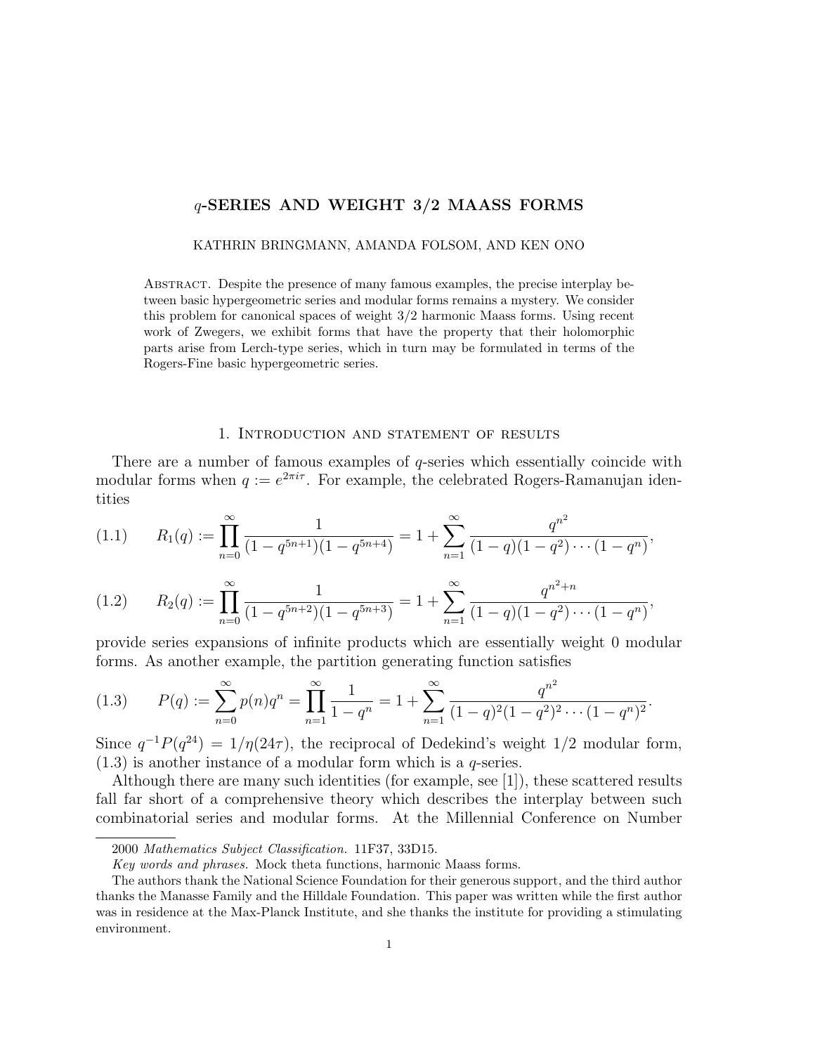# $q$-SERIES AND WEIGHT 3/2 MAASS FORMS

KATHRIN BRINGMANN, AMANDA FOLSOM, AND KEN ONO

Abstract. Despite the presence of many famous examples, the precise interplay between basic hypergeometric series and modular forms remains a mystery. We consider this problem for canonical spaces of weight 3/2 harmonic Maass forms. Using recent work of Zwegers, we exhibit forms that have the property that their holomorphic parts arise from Lerch-type series, which in turn may be formulated in terms of the Rogers-Fine basic hypergeometric series.

## 1. Introduction and statement of results

There are a number of famous examples of $q$-series which essentially coincide with modular forms when $q := e^{2\pi i\tau}$. For example, the celebrated Rogers-Ramanujan identities

$$R_1(q) := \prod_{n=0}^{\infty} \frac{1}{(1-q^{5n+1})(1-q^{5n+4})} = 1 + \sum_{n=1}^{\infty} \frac{q^{n^2}}{(1-q)(1-q^2)\cdots(1-q^n)}, \tag{1.1}$$

$$R_2(q) := \prod_{n=0}^{\infty} \frac{1}{(1-q^{5n+2})(1-q^{5n+3})} = 1 + \sum_{n=1}^{\infty} \frac{q^{n^2+n}}{(1-q)(1-q^2)\cdots(1-q^n)}, \tag{1.2}$$

provide series expansions of infinite products which are essentially weight 0 modular forms. As another example, the partition generating function satisfies

$$P(q) := \sum_{n=0}^{\infty} p(n)q^n = \prod_{n=1}^{\infty} \frac{1}{1-q^n} = 1 + \sum_{n=1}^{\infty} \frac{q^{n^2}}{(1-q)^2(1-q^2)^2\cdots(1-q^n)^2}. \tag{1.3}$$

Since $q^{-1}P(q^{24}) = 1/\eta(24\tau)$, the reciprocal of Dedekind's weight 1/2 modular form, (1.3) is another instance of a modular form which is a $q$-series.

Although there are many such identities (for example, see [1]), these scattered results fall far short of a comprehensive theory which describes the interplay between such combinatorial series and modular forms. At the Millennial Conference on Number

---

2000 *Mathematics Subject Classification.* 11F37, 33D15.

*Key words and phrases.* Mock theta functions, harmonic Maass forms.

The authors thank the National Science Foundation for their generous support, and the third author thanks the Manasse Family and the Hilldale Foundation. This paper was written while the first author was in residence at the Max-Planck Institute, and she thanks the institute for providing a stimulating environment.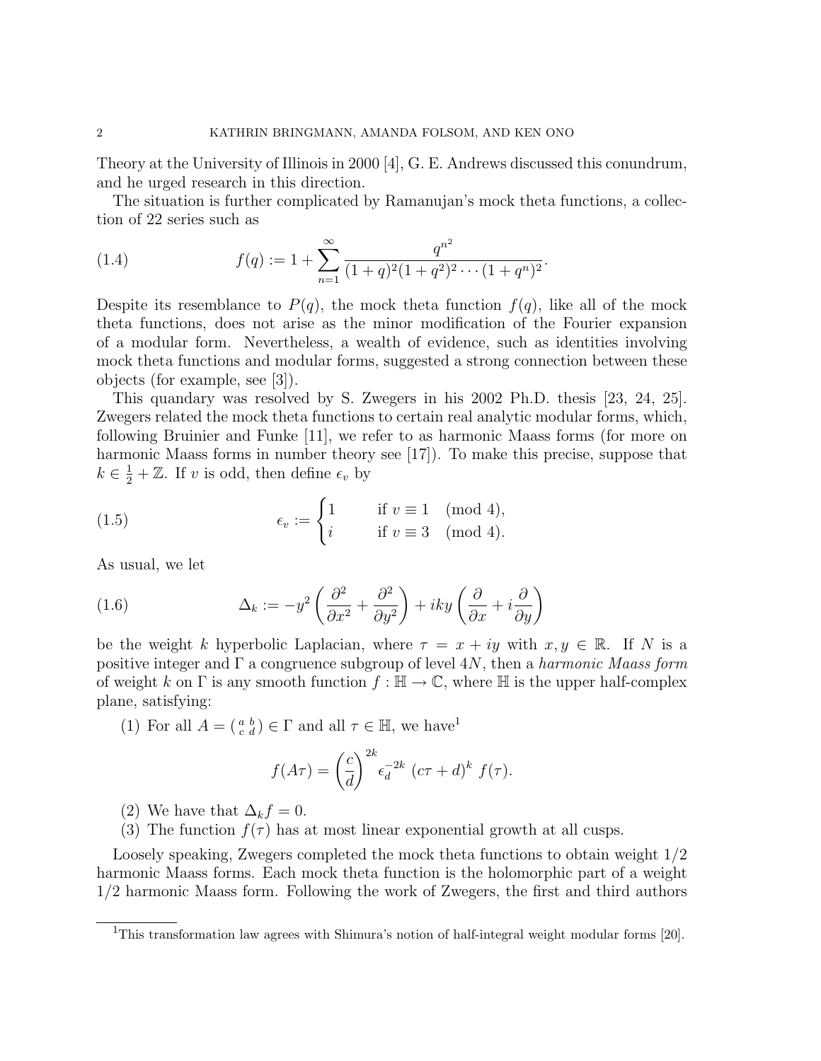Theory at the University of Illinois in 2000 [4], G. E. Andrews discussed this conundrum, and he urged research in this direction.

The situation is further complicated by Ramanujan's mock theta functions, a collection of 22 series such as

$$f(q) := 1 + \sum_{n=1}^{\infty} \frac{q^{n^2}}{(1+q)^2(1+q^2)^2 \cdots (1+q^n)^2}. \tag{1.4}$$

Despite its resemblance to $P(q)$, the mock theta function $f(q)$, like all of the mock theta functions, does not arise as the minor modification of the Fourier expansion of a modular form. Nevertheless, a wealth of evidence, such as identities involving mock theta functions and modular forms, suggested a strong connection between these objects (for example, see [3]).

This quandary was resolved by S. Zwegers in his 2002 Ph.D. thesis [23, 24, 25]. Zwegers related the mock theta functions to certain real analytic modular forms, which, following Bruinier and Funke [11], we refer to as harmonic Maass forms (for more on harmonic Maass forms in number theory see [17]). To make this precise, suppose that $k \in \frac{1}{2} + \mathbb{Z}$. If $v$ is odd, then define $\epsilon_v$ by

$$\epsilon_v := \begin{cases} 1 & \text{if } v \equiv 1 \pmod 4, \\ i & \text{if } v \equiv 3 \pmod 4. \end{cases} \tag{1.5}$$

As usual, we let

$$\Delta_k := -y^2 \left( \frac{\partial^2}{\partial x^2} + \frac{\partial^2}{\partial y^2} \right) + iky \left( \frac{\partial}{\partial x} + i \frac{\partial}{\partial y} \right) \tag{1.6}$$

be the weight $k$ hyperbolic Laplacian, where $\tau = x + iy$ with $x, y \in \mathbb{R}$. If $N$ is a positive integer and $\Gamma$ a congruence subgroup of level $4N$, then a *harmonic Maass form* of weight $k$ on $\Gamma$ is any smooth function $f : \mathbb{H} \to \mathbb{C}$, where $\mathbb{H}$ is the upper half-complex plane, satisfying:

(1) For all $A = \left( \begin{smallmatrix} a & b \\ c & d \end{smallmatrix} \right) \in \Gamma$ and all $\tau \in \mathbb{H}$, we have[1]

$$f(A\tau) = \left( \frac{c}{d} \right)^{2k} \epsilon_d^{-2k} \, (c\tau + d)^k \, f(\tau).$$

(2) We have that $\Delta_k f = 0$.

(3) The function $f(\tau)$ has at most linear exponential growth at all cusps.

Loosely speaking, Zwegers completed the mock theta functions to obtain weight 1/2 harmonic Maass forms. Each mock theta function is the holomorphic part of a weight 1/2 harmonic Maass form. Following the work of Zwegers, the first and third authors

[1] This transformation law agrees with Shimura's notion of half-integral weight modular forms [20].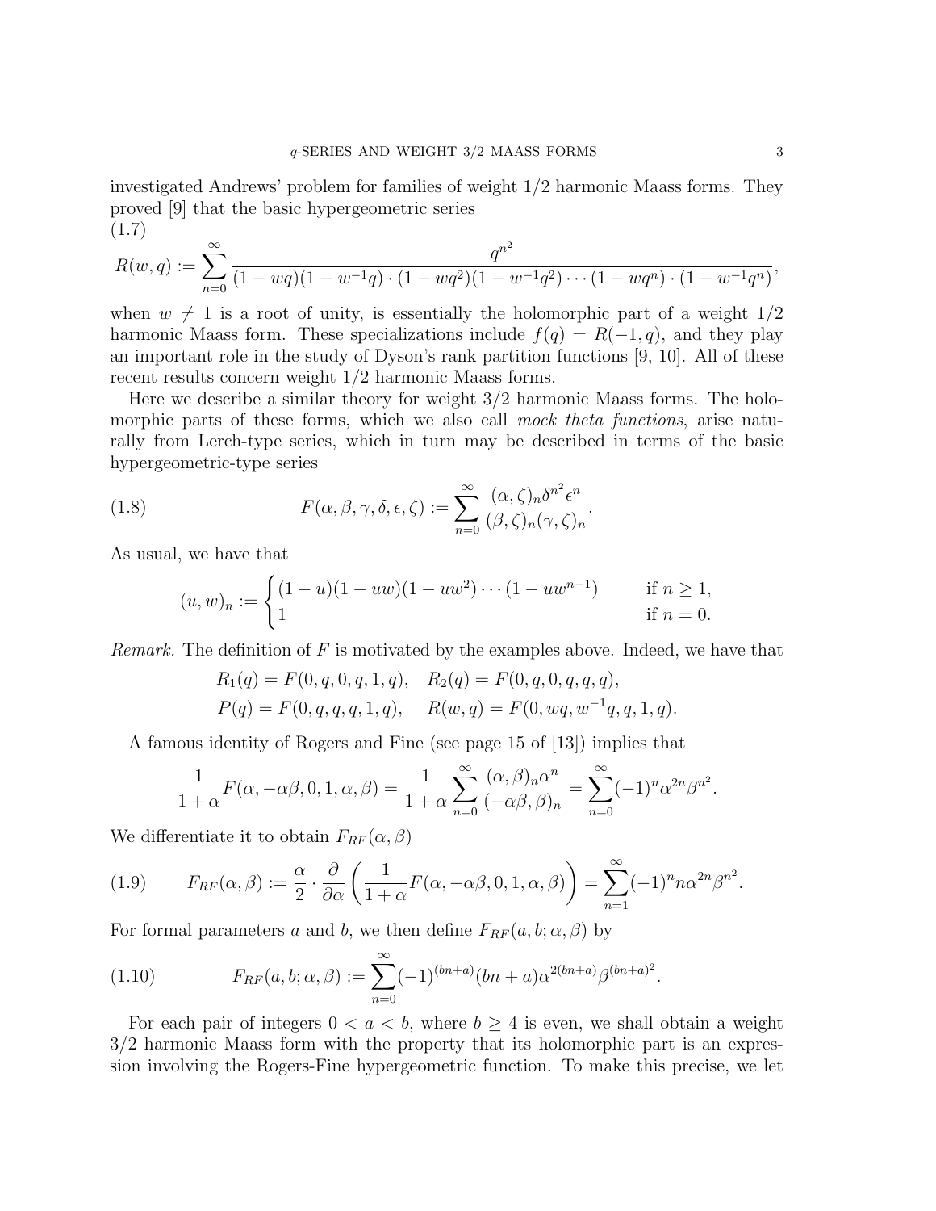investigated Andrews' problem for families of weight 1/2 harmonic Maass forms. They proved [9] that the basic hypergeometric series

(1.7)

$$R(w,q) := \sum_{n=0}^{\infty} \frac{q^{n^2}}{(1-wq)(1-w^{-1}q)\cdot(1-wq^2)(1-w^{-1}q^2)\cdots(1-wq^n)\cdot(1-w^{-1}q^n)},$$

when $w \neq 1$ is a root of unity, is essentially the holomorphic part of a weight 1/2 harmonic Maass form. These specializations include $f(q) = R(-1,q)$, and they play an important role in the study of Dyson's rank partition functions [9, 10]. All of these recent results concern weight 1/2 harmonic Maass forms.

Here we describe a similar theory for weight 3/2 harmonic Maass forms. The holomorphic parts of these forms, which we also call *mock theta functions*, arise naturally from Lerch-type series, which in turn may be described in terms of the basic hypergeometric-type series

$$F(\alpha,\beta,\gamma,\delta,\epsilon,\zeta) := \sum_{n=0}^{\infty} \frac{(\alpha,\zeta)_n \delta^{n^2} \epsilon^n}{(\beta,\zeta)_n (\gamma,\zeta)_n}. \tag{1.8}$$

As usual, we have that

$$(u,w)_n := \begin{cases} (1-u)(1-uw)(1-uw^2)\cdots(1-uw^{n-1}) & \text{if } n \geq 1, \\ 1 & \text{if } n = 0. \end{cases}$$

*Remark.* The definition of $F$ is motivated by the examples above. Indeed, we have that

$$R_1(q) = F(0,q,0,q,1,q), \quad R_2(q) = F(0,q,0,q,q,q),$$
$$P(q) = F(0,q,q,q,1,q), \quad R(w,q) = F(0,wq,w^{-1}q,q,1,q).$$

A famous identity of Rogers and Fine (see page 15 of [13]) implies that

$$\frac{1}{1+\alpha} F(\alpha,-\alpha\beta,0,1,\alpha,\beta) = \frac{1}{1+\alpha}\sum_{n=0}^{\infty} \frac{(\alpha,\beta)_n \alpha^n}{(-\alpha\beta,\beta)_n} = \sum_{n=0}^{\infty} (-1)^n \alpha^{2n} \beta^{n^2}.$$

We differentiate it to obtain $F_{RF}(\alpha,\beta)$

$$F_{RF}(\alpha,\beta) := \frac{\alpha}{2}\cdot\frac{\partial}{\partial\alpha}\left(\frac{1}{1+\alpha}F(\alpha,-\alpha\beta,0,1,\alpha,\beta)\right) = \sum_{n=1}^{\infty}(-1)^n n\alpha^{2n}\beta^{n^2}. \tag{1.9}$$

For formal parameters $a$ and $b$, we then define $F_{RF}(a,b;\alpha,\beta)$ by

$$F_{RF}(a,b;\alpha,\beta) := \sum_{n=0}^{\infty} (-1)^{(bn+a)}(bn+a)\alpha^{2(bn+a)}\beta^{(bn+a)^2}. \tag{1.10}$$

For each pair of integers $0 < a < b$, where $b \geq 4$ is even, we shall obtain a weight 3/2 harmonic Maass form with the property that its holomorphic part is an expression involving the Rogers-Fine hypergeometric function. To make this precise, we let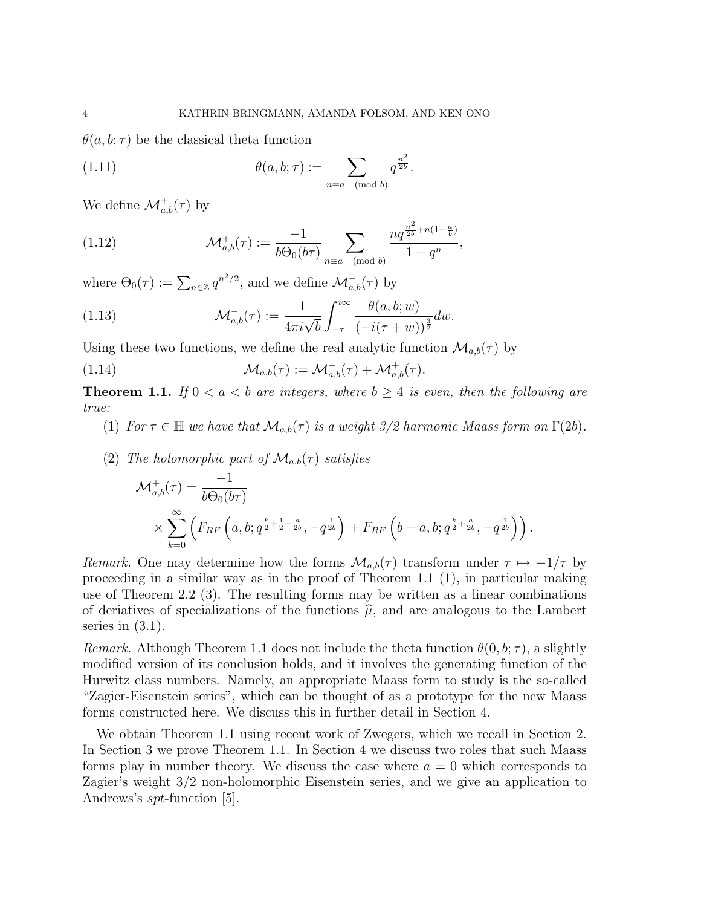$\theta(a, b; \tau)$ be the classical theta function

$$\theta(a, b; \tau) := \sum_{n \equiv a \pmod{b}} q^{\frac{n^2}{2b}}. \tag{1.11}$$

We define $\mathcal{M}^+_{a,b}(\tau)$ by

$$\mathcal{M}^+_{a,b}(\tau) := \frac{-1}{b\Theta_0(b\tau)} \sum_{n \equiv a \pmod{b}} \frac{nq^{\frac{n^2}{2b}+n(1-\frac{a}{b})}}{1-q^n}, \tag{1.12}$$

where $\Theta_0(\tau) := \sum_{n\in\mathbb{Z}} q^{n^2/2}$, and we define $\mathcal{M}^-_{a,b}(\tau)$ by

$$\mathcal{M}^-_{a,b}(\tau) := \frac{1}{4\pi i\sqrt{b}} \int_{-\overline{\tau}}^{i\infty} \frac{\theta(a, b; w)}{(-i(\tau + w))^{\frac{3}{2}}} dw. \tag{1.13}$$

Using these two functions, we define the real analytic function $\mathcal{M}_{a,b}(\tau)$ by

$$\mathcal{M}_{a,b}(\tau) := \mathcal{M}^-_{a,b}(\tau) + \mathcal{M}^+_{a,b}(\tau). \tag{1.14}$$

**Theorem 1.1.** *If $0 < a < b$ are integers, where $b \geq 4$ is even, then the following are true:*

1. *For $\tau \in \mathbb{H}$ we have that $\mathcal{M}_{a,b}(\tau)$ is a weight 3/2 harmonic Maass form on $\Gamma(2b)$.*
2. *The holomorphic part of $\mathcal{M}_{a,b}(\tau)$ satisfies*

$$\mathcal{M}^+_{a,b}(\tau) = \frac{-1}{b\Theta_0(b\tau)} \times \sum_{k=0}^{\infty} \left( F_{RF}\left(a, b; q^{\frac{k}{2}+\frac{1}{2}-\frac{a}{2b}}, -q^{\frac{1}{2b}}\right) + F_{RF}\left(b-a, b; q^{\frac{k}{2}+\frac{a}{2b}}, -q^{\frac{1}{2b}}\right)\right).$$

*Remark.* One may determine how the forms $\mathcal{M}_{a,b}(\tau)$ transform under $\tau \mapsto -1/\tau$ by proceeding in a similar way as in the proof of Theorem 1.1 (1), in particular making use of Theorem 2.2 (3). The resulting forms may be written as a linear combinations of deriatives of specializations of the functions $\widehat{\mu}$, and are analogous to the Lambert series in (3.1).

*Remark.* Although Theorem 1.1 does not include the theta function $\theta(0, b; \tau)$, a slightly modified version of its conclusion holds, and it involves the generating function of the Hurwitz class numbers. Namely, an appropriate Maass form to study is the so-called "Zagier-Eisenstein series", which can be thought of as a prototype for the new Maass forms constructed here. We discuss this in further detail in Section 4.

We obtain Theorem 1.1 using recent work of Zwegers, which we recall in Section 2. In Section 3 we prove Theorem 1.1. In Section 4 we discuss two roles that such Maass forms play in number theory. We discuss the case where $a = 0$ which corresponds to Zagier's weight 3/2 non-holomorphic Eisenstein series, and we give an application to Andrews's *spt*-function [5].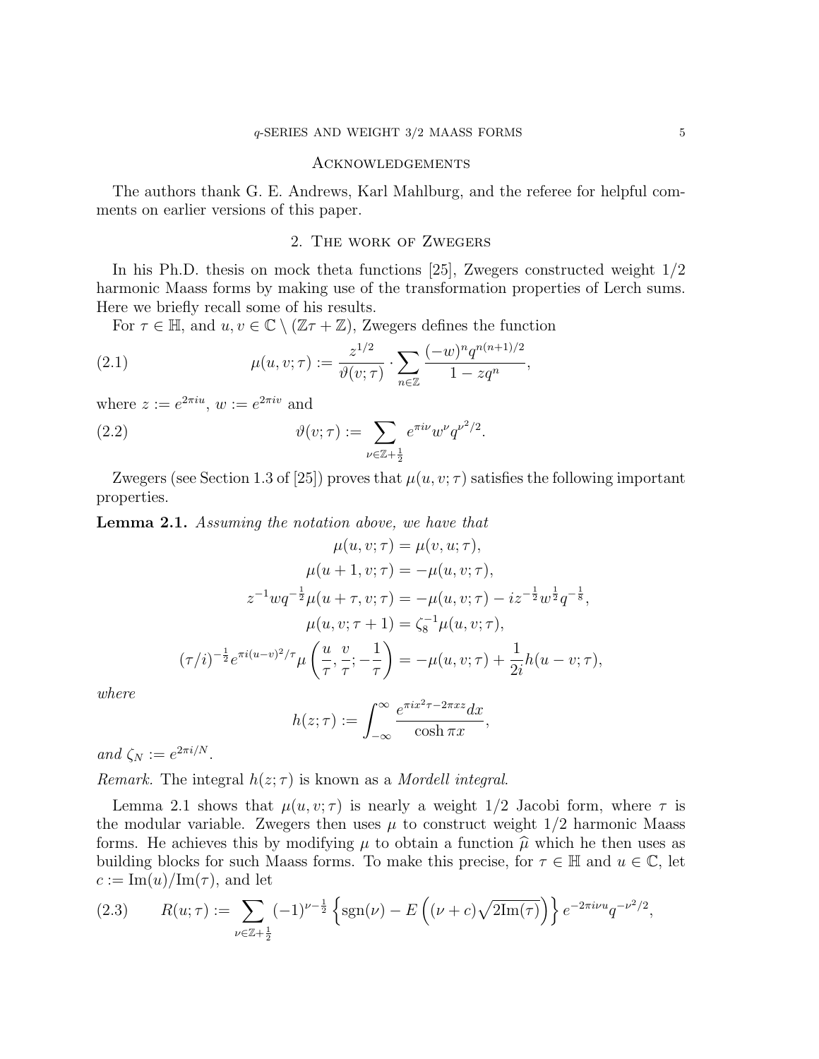## Acknowledgements

The authors thank G. E. Andrews, Karl Mahlburg, and the referee for helpful comments on earlier versions of this paper.

## 2. The work of Zwegers

In his Ph.D. thesis on mock theta functions [25], Zwegers constructed weight 1/2 harmonic Maass forms by making use of the transformation properties of Lerch sums. Here we briefly recall some of his results.

For $\tau \in \mathbb{H}$, and $u, v \in \mathbb{C} \setminus (\mathbb{Z}\tau + \mathbb{Z})$, Zwegers defines the function

$$\mu(u, v; \tau) := \frac{z^{1/2}}{\vartheta(v;\tau)} \cdot \sum_{n\in\mathbb{Z}} \frac{(-w)^n q^{n(n+1)/2}}{1 - zq^n}, \tag{2.1}$$

where $z := e^{2\pi i u}$, $w := e^{2\pi i v}$ and

$$\vartheta(v;\tau) := \sum_{\nu \in \mathbb{Z}+\frac{1}{2}} e^{\pi i \nu} w^{\nu} q^{\nu^2/2}. \tag{2.2}$$

Zwegers (see Section 1.3 of [25]) proves that $\mu(u, v; \tau)$ satisfies the following important properties.

**Lemma 2.1.** *Assuming the notation above, we have that*

$$\begin{aligned}
\mu(u, v; \tau) &= \mu(v, u; \tau),\\
\mu(u + 1, v; \tau) &= -\mu(u, v; \tau),\\
z^{-1} w q^{-\frac{1}{2}} \mu(u + \tau, v; \tau) &= -\mu(u, v; \tau) - i z^{-\frac{1}{2}} w^{\frac{1}{2}} q^{-\frac{1}{8}},\\
\mu(u, v; \tau + 1) &= \zeta_8^{-1} \mu(u, v; \tau),\\
(\tau/i)^{-\frac{1}{2}} e^{\pi i (u-v)^2/\tau} \mu\left(\frac{u}{\tau}, \frac{v}{\tau}; -\frac{1}{\tau}\right) &= -\mu(u, v; \tau) + \frac{1}{2i} h(u - v; \tau),
\end{aligned}$$

*where*

$$h(z;\tau) := \int_{-\infty}^{\infty} \frac{e^{\pi i x^2 \tau - 2\pi x z} dx}{\cosh \pi x},$$

*and* $\zeta_N := e^{2\pi i/N}$.

*Remark.* The integral $h(z;\tau)$ is known as a *Mordell integral*.

Lemma 2.1 shows that $\mu(u, v; \tau)$ is nearly a weight 1/2 Jacobi form, where $\tau$ is the modular variable. Zwegers then uses $\mu$ to construct weight 1/2 harmonic Maass forms. He achieves this by modifying $\mu$ to obtain a function $\widehat{\mu}$ which he then uses as building blocks for such Maass forms. To make this precise, for $\tau \in \mathbb{H}$ and $u \in \mathbb{C}$, let $c := \mathrm{Im}(u)/\mathrm{Im}(\tau)$, and let

$$R(u;\tau) := \sum_{\nu \in \mathbb{Z}+\frac{1}{2}} (-1)^{\nu - \frac{1}{2}} \left\{ \mathrm{sgn}(\nu) - E\left((\nu + c)\sqrt{2\mathrm{Im}(\tau)}\right) \right\} e^{-2\pi i \nu u} q^{-\nu^2/2}, \tag{2.3}$$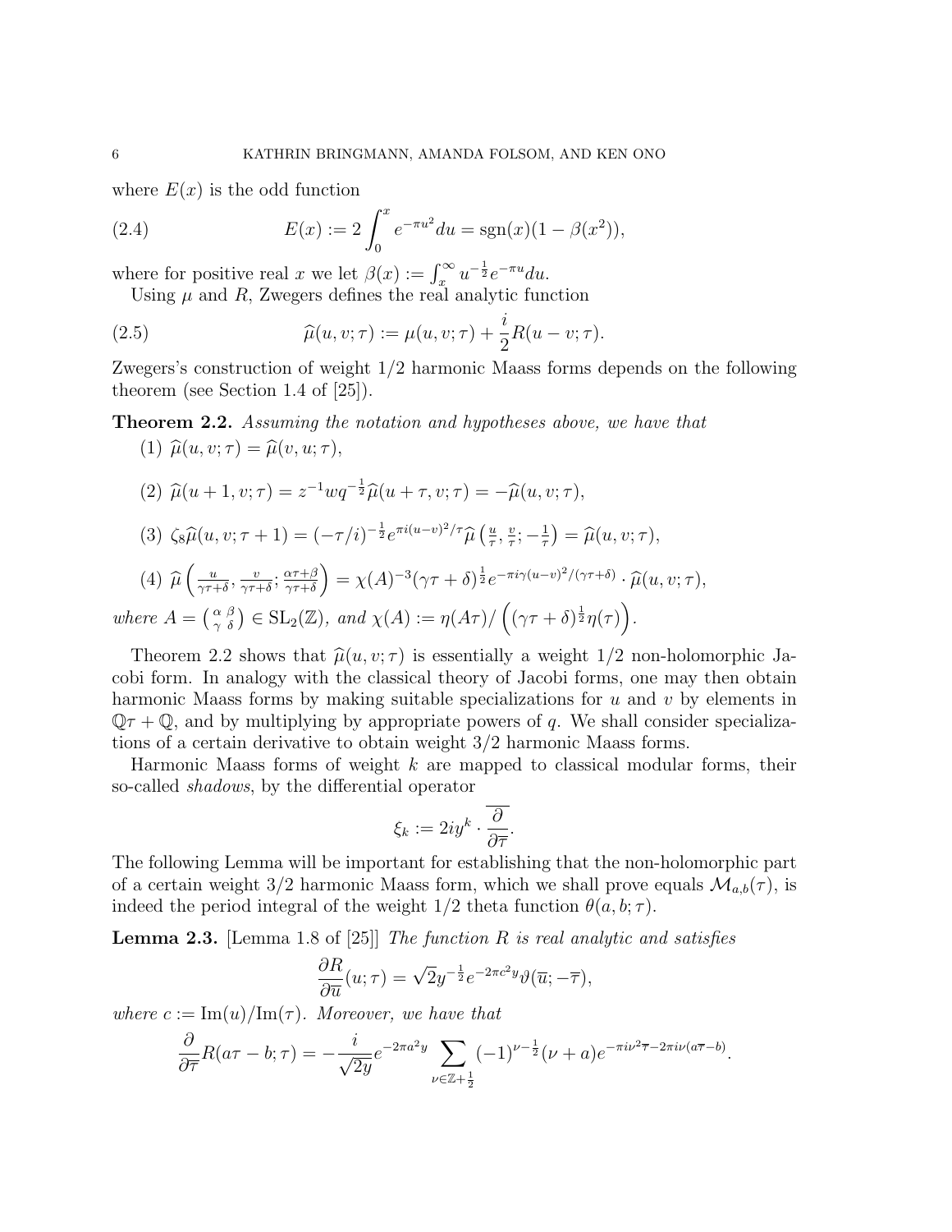where $E(x)$ is the odd function

$$E(x) := 2\int_0^x e^{-\pi u^2} du = \operatorname{sgn}(x)(1 - \beta(x^2)), \tag{2.4}$$

where for positive real $x$ we let $\beta(x) := \int_x^\infty u^{-\frac{1}{2}} e^{-\pi u} du$.

Using $\mu$ and $R$, Zwegers defines the real analytic function

$$\widehat{\mu}(u, v; \tau) := \mu(u, v; \tau) + \frac{i}{2} R(u - v; \tau). \tag{2.5}$$

Zwegers's construction of weight 1/2 harmonic Maass forms depends on the following theorem (see Section 1.4 of [25]).

**Theorem 2.2.** *Assuming the notation and hypotheses above, we have that*

(1) $\widehat{\mu}(u, v; \tau) = \widehat{\mu}(v, u; \tau)$,

(2) $\widehat{\mu}(u + 1, v; \tau) = z^{-1} w q^{-\frac{1}{2}} \widehat{\mu}(u + \tau, v; \tau) = -\widehat{\mu}(u, v; \tau)$,

(3) $\zeta_8 \widehat{\mu}(u, v; \tau + 1) = (-\tau/i)^{-\frac{1}{2}} e^{\pi i (u-v)^2/\tau} \widehat{\mu}\left(\frac{u}{\tau}, \frac{v}{\tau}; -\frac{1}{\tau}\right) = \widehat{\mu}(u, v; \tau)$,

(4) $\widehat{\mu}\left(\frac{u}{\gamma\tau+\delta}, \frac{v}{\gamma\tau+\delta}; \frac{\alpha\tau+\beta}{\gamma\tau+\delta}\right) = \chi(A)^{-3} (\gamma\tau + \delta)^{\frac{1}{2}} e^{-\pi i \gamma (u-v)^2/(\gamma\tau+\delta)} \cdot \widehat{\mu}(u, v; \tau)$,

*where* $A = \left(\begin{smallmatrix} \alpha & \beta \\ \gamma & \delta \end{smallmatrix}\right) \in \mathrm{SL}_2(\mathbb{Z})$, *and* $\chi(A) := \eta(A\tau) / \left((\gamma\tau + \delta)^{\frac{1}{2}} \eta(\tau)\right)$.

Theorem 2.2 shows that $\widehat{\mu}(u, v; \tau)$ is essentially a weight 1/2 non-holomorphic Jacobi form. In analogy with the classical theory of Jacobi forms, one may then obtain harmonic Maass forms by making suitable specializations for $u$ and $v$ by elements in $\mathbb{Q}\tau + \mathbb{Q}$, and by multiplying by appropriate powers of $q$. We shall consider specializations of a certain derivative to obtain weight 3/2 harmonic Maass forms.

Harmonic Maass forms of weight $k$ are mapped to classical modular forms, their so-called *shadows*, by the differential operator

$$\xi_k := 2iy^k \cdot \overline{\frac{\partial}{\partial \overline{\tau}}}.$$

The following Lemma will be important for establishing that the non-holomorphic part of a certain weight 3/2 harmonic Maass form, which we shall prove equals $\mathcal{M}_{a,b}(\tau)$, is indeed the period integral of the weight 1/2 theta function $\theta(a, b; \tau)$.

**Lemma 2.3.** [Lemma 1.8 of [25]] *The function $R$ is real analytic and satisfies*

$$\frac{\partial R}{\partial \overline{u}}(u; \tau) = \sqrt{2} y^{-\frac{1}{2}} e^{-2\pi c^2 y} \vartheta(\overline{u}; -\overline{\tau}),$$

*where* $c := \mathrm{Im}(u)/\mathrm{Im}(\tau)$. *Moreover, we have that*

$$\frac{\partial}{\partial \overline{\tau}} R(a\tau - b; \tau) = -\frac{i}{\sqrt{2y}} e^{-2\pi a^2 y} \sum_{\nu \in \mathbb{Z} + \frac{1}{2}} (-1)^{\nu - \frac{1}{2}} (\nu + a) e^{-\pi i \nu^2 \overline{\tau} - 2\pi i \nu (a\overline{\tau} - b)}.$$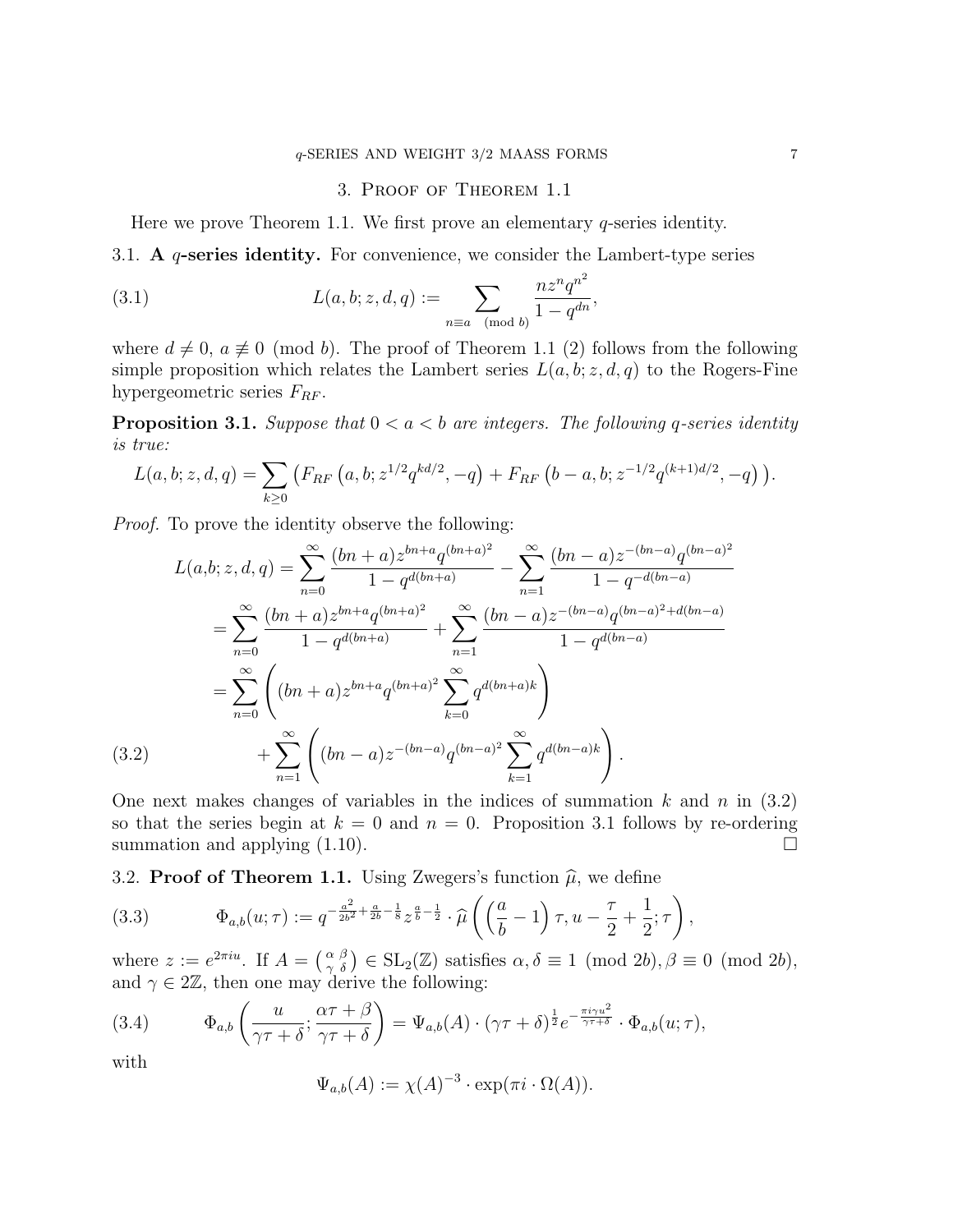## 3. Proof of Theorem 1.1

Here we prove Theorem 1.1. We first prove an elementary $q$-series identity.

### 3.1. A $q$-series identity.

For convenience, we consider the Lambert-type series

$$L(a,b;z,d,q) := \sum_{n\equiv a \pmod b} \frac{nz^n q^{n^2}}{1-q^{dn}}, \tag{3.1}$$

where $d \neq 0$, $a \not\equiv 0 \pmod b$. The proof of Theorem 1.1 (2) follows from the following simple proposition which relates the Lambert series $L(a,b;z,d,q)$ to the Rogers-Fine hypergeometric series $F_{RF}$.

**Proposition 3.1.** *Suppose that $0 < a < b$ are integers. The following $q$-series identity is true:*

$$L(a,b;z,d,q) = \sum_{k\geq 0} \left( F_{RF}\left(a,b;z^{1/2}q^{kd/2},-q\right) + F_{RF}\left(b-a,b;z^{-1/2}q^{(k+1)d/2},-q\right) \right).$$

*Proof.* To prove the identity observe the following:

$$\begin{aligned}
L(a,b;z,d,q) &= \sum_{n=0}^{\infty} \frac{(bn+a)z^{bn+a}q^{(bn+a)^2}}{1-q^{d(bn+a)}} - \sum_{n=1}^{\infty} \frac{(bn-a)z^{-(bn-a)}q^{(bn-a)^2}}{1-q^{-d(bn-a)}} \\
&= \sum_{n=0}^{\infty} \frac{(bn+a)z^{bn+a}q^{(bn+a)^2}}{1-q^{d(bn+a)}} + \sum_{n=1}^{\infty} \frac{(bn-a)z^{-(bn-a)}q^{(bn-a)^2+d(bn-a)}}{1-q^{d(bn-a)}} \\
&= \sum_{n=0}^{\infty} \left( (bn+a)z^{bn+a}q^{(bn+a)^2} \sum_{k=0}^{\infty} q^{d(bn+a)k} \right) \\
&\qquad + \sum_{n=1}^{\infty} \left( (bn-a)z^{-(bn-a)}q^{(bn-a)^2} \sum_{k=1}^{\infty} q^{d(bn-a)k} \right).
\end{aligned} \tag{3.2}$$

One next makes changes of variables in the indices of summation $k$ and $n$ in (3.2) so that the series begin at $k=0$ and $n=0$. Proposition 3.1 follows by re-ordering summation and applying (1.10). $\square$

### 3.2. Proof of Theorem 1.1.

Using Zwegers's function $\widehat{\mu}$, we define

$$\Phi_{a,b}(u;\tau) := q^{-\frac{a^2}{2b^2}+\frac{a}{2b}-\frac{1}{8}} z^{\frac{a}{b}-\frac{1}{2}} \cdot \widehat{\mu}\left( \left(\frac{a}{b}-1\right)\tau, u-\frac{\tau}{2}+\frac{1}{2};\tau \right), \tag{3.3}$$

where $z := e^{2\pi i u}$. If $A = \left(\begin{smallmatrix} \alpha & \beta \\ \gamma & \delta \end{smallmatrix}\right) \in \mathrm{SL}_2(\mathbb{Z})$ satisfies $\alpha, \delta \equiv 1 \pmod{2b}, \beta \equiv 0 \pmod{2b}$, and $\gamma \in 2\mathbb{Z}$, then one may derive the following:

$$\Phi_{a,b}\left( \frac{u}{\gamma\tau+\delta}; \frac{\alpha\tau+\beta}{\gamma\tau+\delta} \right) = \Psi_{a,b}(A) \cdot (\gamma\tau+\delta)^{\frac{1}{2}} e^{-\frac{\pi i \gamma u^2}{\gamma\tau+\delta}} \cdot \Phi_{a,b}(u;\tau), \tag{3.4}$$

with

$$\Psi_{a,b}(A) := \chi(A)^{-3} \cdot \exp(\pi i \cdot \Omega(A)).$$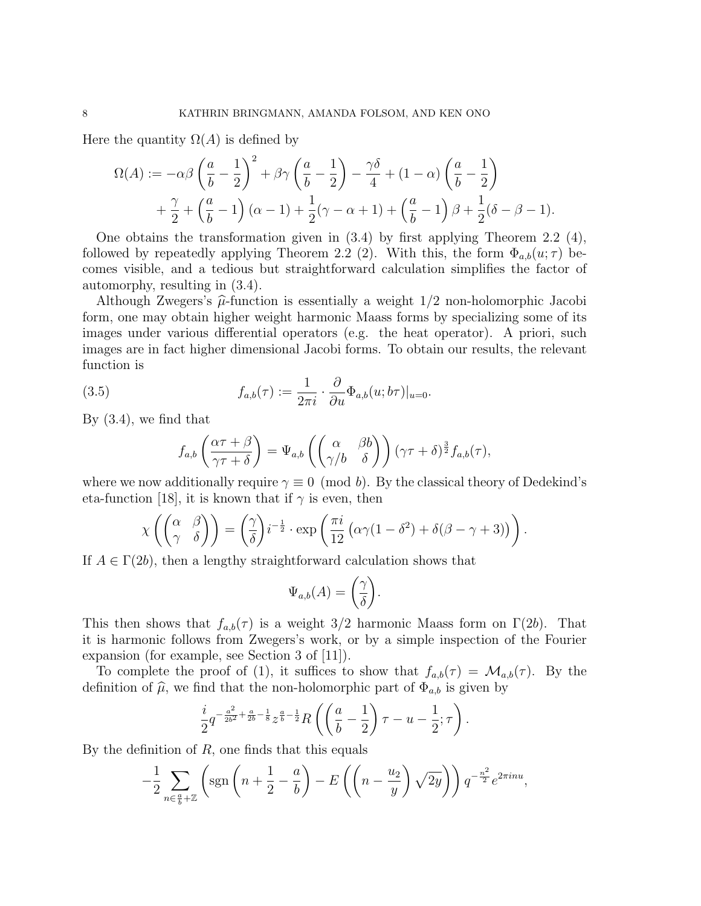Here the quantity $\Omega(A)$ is defined by

$$\Omega(A) := -\alpha\beta\left(\frac{a}{b}-\frac{1}{2}\right)^2 + \beta\gamma\left(\frac{a}{b}-\frac{1}{2}\right) - \frac{\gamma\delta}{4} + (1-\alpha)\left(\frac{a}{b}-\frac{1}{2}\right)$$
$$+\frac{\gamma}{2} + \left(\frac{a}{b}-1\right)(\alpha-1) + \frac{1}{2}(\gamma-\alpha+1) + \left(\frac{a}{b}-1\right)\beta + \frac{1}{2}(\delta-\beta-1).$$

One obtains the transformation given in (3.4) by first applying Theorem 2.2 (4), followed by repeatedly applying Theorem 2.2 (2). With this, the form $\Phi_{a,b}(u;\tau)$ becomes visible, and a tedious but straightforward calculation simplifies the factor of automorphy, resulting in (3.4).

Although Zwegers's $\widehat{\mu}$-function is essentially a weight 1/2 non-holomorphic Jacobi form, one may obtain higher weight harmonic Maass forms by specializing some of its images under various differential operators (e.g. the heat operator). A priori, such images are in fact higher dimensional Jacobi forms. To obtain our results, the relevant function is

$$f_{a,b}(\tau) := \frac{1}{2\pi i} \cdot \frac{\partial}{\partial u}\Phi_{a,b}(u; b\tau)|_{u=0}. \tag{3.5}$$

By (3.4), we find that

$$f_{a,b}\left(\frac{\alpha\tau+\beta}{\gamma\tau+\delta}\right) = \Psi_{a,b}\left(\begin{pmatrix}\alpha & \beta b\\ \gamma/b & \delta\end{pmatrix}\right)(\gamma\tau+\delta)^{\frac{3}{2}} f_{a,b}(\tau),$$

where we now additionally require $\gamma \equiv 0 \pmod{b}$. By the classical theory of Dedekind's eta-function [18], it is known that if $\gamma$ is even, then

$$\chi\left(\begin{pmatrix}\alpha & \beta\\ \gamma & \delta\end{pmatrix}\right) = \left(\frac{\gamma}{\delta}\right) i^{-\frac{1}{2}} \cdot \exp\left(\frac{\pi i}{12}\left(\alpha\gamma(1-\delta^2) + \delta(\beta-\gamma+3)\right)\right).$$

If $A \in \Gamma(2b)$, then a lengthy straightforward calculation shows that

$$\Psi_{a,b}(A) = \left(\frac{\gamma}{\delta}\right).$$

This then shows that $f_{a,b}(\tau)$ is a weight 3/2 harmonic Maass form on $\Gamma(2b)$. That it is harmonic follows from Zwegers's work, or by a simple inspection of the Fourier expansion (for example, see Section 3 of [11]).

To complete the proof of (1), it suffices to show that $f_{a,b}(\tau) = \mathcal{M}_{a,b}(\tau)$. By the definition of $\widehat{\mu}$, we find that the non-holomorphic part of $\Phi_{a,b}$ is given by

$$\frac{i}{2} q^{-\frac{a^2}{2b^2}+\frac{a}{2b}-\frac{1}{8}} z^{\frac{a}{b}-\frac{1}{2}} R\left(\left(\frac{a}{b}-\frac{1}{2}\right)\tau - u - \frac{1}{2};\tau\right).$$

By the definition of $R$, one finds that this equals

$$-\frac{1}{2}\sum_{n\in\frac{a}{b}+\mathbb{Z}}\left(\operatorname{sgn}\left(n+\frac{1}{2}-\frac{a}{b}\right) - E\left(\left(n-\frac{u_2}{y}\right)\sqrt{2y}\right)\right) q^{-\frac{n^2}{2}} e^{2\pi i n u},$$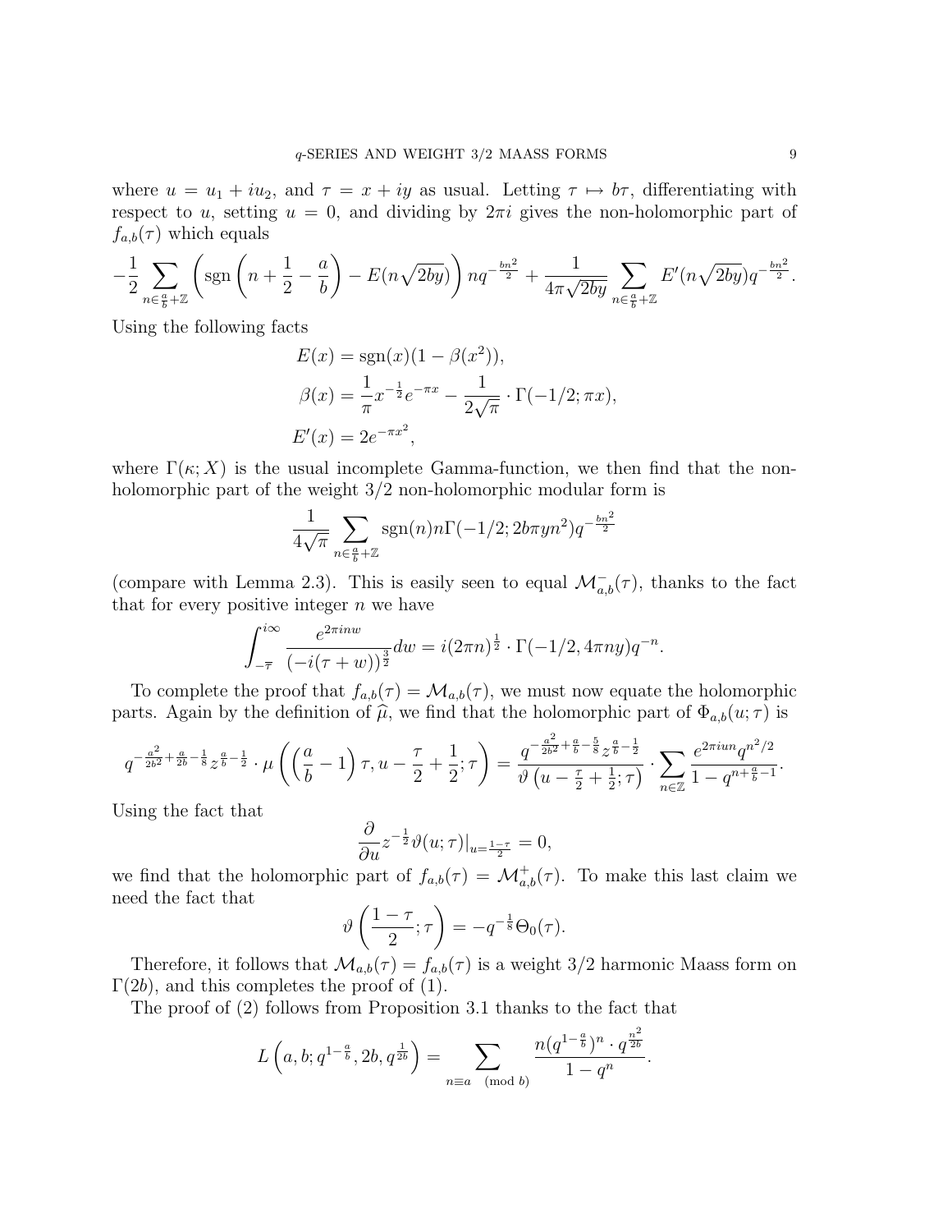where $u = u_1 + iu_2$, and $\tau = x + iy$ as usual. Letting $\tau \mapsto b\tau$, differentiating with respect to $u$, setting $u = 0$, and dividing by $2\pi i$ gives the non-holomorphic part of $f_{a,b}(\tau)$ which equals

$$-\frac{1}{2}\sum_{n\in\frac{a}{b}+\mathbb{Z}}\left(\operatorname{sgn}\left(n+\frac{1}{2}-\frac{a}{b}\right)-E(n\sqrt{2by})\right)nq^{-\frac{bn^2}{2}}+\frac{1}{4\pi\sqrt{2by}}\sum_{n\in\frac{a}{b}+\mathbb{Z}}E'(n\sqrt{2by})q^{-\frac{bn^2}{2}}.$$

Using the following facts

$$\begin{aligned}
E(x) &= \operatorname{sgn}(x)(1-\beta(x^2)),\\
\beta(x) &= \frac{1}{\pi}x^{-\frac{1}{2}}e^{-\pi x}-\frac{1}{2\sqrt{\pi}}\cdot\Gamma(-1/2;\pi x),\\
E'(x) &= 2e^{-\pi x^2},
\end{aligned}$$

where $\Gamma(\kappa; X)$ is the usual incomplete Gamma-function, we then find that the non-holomorphic part of the weight 3/2 non-holomorphic modular form is

$$\frac{1}{4\sqrt{\pi}}\sum_{n\in\frac{a}{b}+\mathbb{Z}}\operatorname{sgn}(n)n\Gamma(-1/2;2b\pi yn^2)q^{-\frac{bn^2}{2}}$$

(compare with Lemma 2.3). This is easily seen to equal $\mathcal{M}^-_{a,b}(\tau)$, thanks to the fact that for every positive integer $n$ we have

$$\int_{-\overline{\tau}}^{i\infty}\frac{e^{2\pi inw}}{(-i(\tau+w))^{\frac{3}{2}}}dw = i(2\pi n)^{\frac{1}{2}}\cdot\Gamma(-1/2, 4\pi ny)q^{-n}.$$

To complete the proof that $f_{a,b}(\tau) = \mathcal{M}_{a,b}(\tau)$, we must now equate the holomorphic parts. Again by the definition of $\widehat{\mu}$, we find that the holomorphic part of $\Phi_{a,b}(u;\tau)$ is

$$q^{-\frac{a^2}{2b^2}+\frac{a}{2b}-\frac{1}{8}}z^{\frac{a}{b}-\frac{1}{2}}\cdot\mu\left(\left(\frac{a}{b}-1\right)\tau, u-\frac{\tau}{2}+\frac{1}{2};\tau\right) = \frac{q^{-\frac{a^2}{2b^2}+\frac{a}{b}-\frac{5}{8}}z^{\frac{a}{b}-\frac{1}{2}}}{\vartheta\left(u-\frac{\tau}{2}+\frac{1}{2};\tau\right)}\cdot\sum_{n\in\mathbb{Z}}\frac{e^{2\pi iun}q^{n^2/2}}{1-q^{n+\frac{a}{b}-1}}.$$

Using the fact that

$$\frac{\partial}{\partial u}z^{-\frac{1}{2}}\vartheta(u;\tau)|_{u=\frac{1-\tau}{2}} = 0,$$

we find that the holomorphic part of $f_{a,b}(\tau) = \mathcal{M}^+_{a,b}(\tau)$. To make this last claim we need the fact that

$$\vartheta\left(\frac{1-\tau}{2};\tau\right) = -q^{-\frac{1}{8}}\Theta_0(\tau).$$

Therefore, it follows that $\mathcal{M}_{a,b}(\tau) = f_{a,b}(\tau)$ is a weight 3/2 harmonic Maass form on $\Gamma(2b)$, and this completes the proof of (1).

The proof of (2) follows from Proposition 3.1 thanks to the fact that

$$L\left(a, b; q^{1-\frac{a}{b}}, 2b, q^{\frac{1}{2b}}\right) = \sum_{n\equiv a \pmod{b}}\frac{n(q^{1-\frac{a}{b}})^n\cdot q^{\frac{n^2}{2b}}}{1-q^n}.$$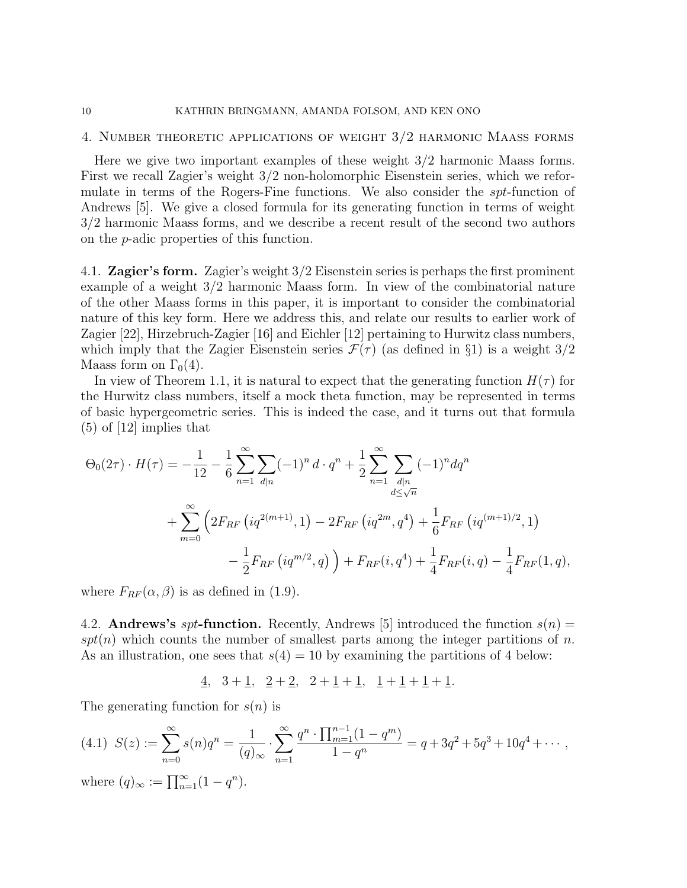## 4. Number theoretic applications of weight 3/2 harmonic Maass forms

Here we give two important examples of these weight 3/2 harmonic Maass forms. First we recall Zagier's weight 3/2 non-holomorphic Eisenstein series, which we reformulate in terms of the Rogers-Fine functions. We also consider the *spt*-function of Andrews [5]. We give a closed formula for its generating function in terms of weight 3/2 harmonic Maass forms, and we describe a recent result of the second two authors on the $p$-adic properties of this function.

### 4.1. Zagier's form.

Zagier's weight 3/2 Eisenstein series is perhaps the first prominent example of a weight 3/2 harmonic Maass form. In view of the combinatorial nature of the other Maass forms in this paper, it is important to consider the combinatorial nature of this key form. Here we address this, and relate our results to earlier work of Zagier [22], Hirzebruch-Zagier [16] and Eichler [12] pertaining to Hurwitz class numbers, which imply that the Zagier Eisenstein series $\mathcal{F}(\tau)$ (as defined in §1) is a weight 3/2 Maass form on $\Gamma_0(4)$.

In view of Theorem 1.1, it is natural to expect that the generating function $H(\tau)$ for the Hurwitz class numbers, itself a mock theta function, may be represented in terms of basic hypergeometric series. This is indeed the case, and it turns out that formula (5) of [12] implies that

$$\begin{aligned}\Theta_0(2\tau)\cdot H(\tau) = &-\frac{1}{12} - \frac{1}{6}\sum_{n=1}^{\infty}\sum_{d|n}(-1)^n\, d\cdot q^n + \frac{1}{2}\sum_{n=1}^{\infty}\sum_{\substack{d|n \\ d\leq\sqrt{n}}}(-1)^n d q^n \\ &+ \sum_{m=0}^{\infty}\Big(2F_{RF}\left(iq^{2(m+1)},1\right) - 2F_{RF}\left(iq^{2m},q^4\right) + \frac{1}{6}F_{RF}\left(iq^{(m+1)/2},1\right) \\ &\qquad - \frac{1}{2}F_{RF}\left(iq^{m/2},q\right)\Big) + F_{RF}(i,q^4) + \frac{1}{4}F_{RF}(i,q) - \frac{1}{4}F_{RF}(1,q),\end{aligned}$$

where $F_{RF}(\alpha,\beta)$ is as defined in (1.9).

### 4.2. Andrews's *spt*-function.

Recently, Andrews [5] introduced the function $s(n) = spt(n)$ which counts the number of smallest parts among the integer partitions of $n$. As an illustration, one sees that $s(4) = 10$ by examining the partitions of 4 below:

$$\underline{4},\quad 3+\underline{1},\quad \underline{2}+\underline{2},\quad 2+\underline{1}+\underline{1},\quad \underline{1}+\underline{1}+\underline{1}+\underline{1}.$$

The generating function for $s(n)$ is

$$S(z) := \sum_{n=0}^{\infty} s(n)q^n = \frac{1}{(q)_\infty}\cdot\sum_{n=1}^{\infty}\frac{q^n\cdot\prod_{m=1}^{n-1}(1-q^m)}{1-q^n} = q + 3q^2 + 5q^3 + 10q^4 + \cdots, \tag{4.1}$$

where $(q)_\infty := \prod_{n=1}^{\infty}(1-q^n)$.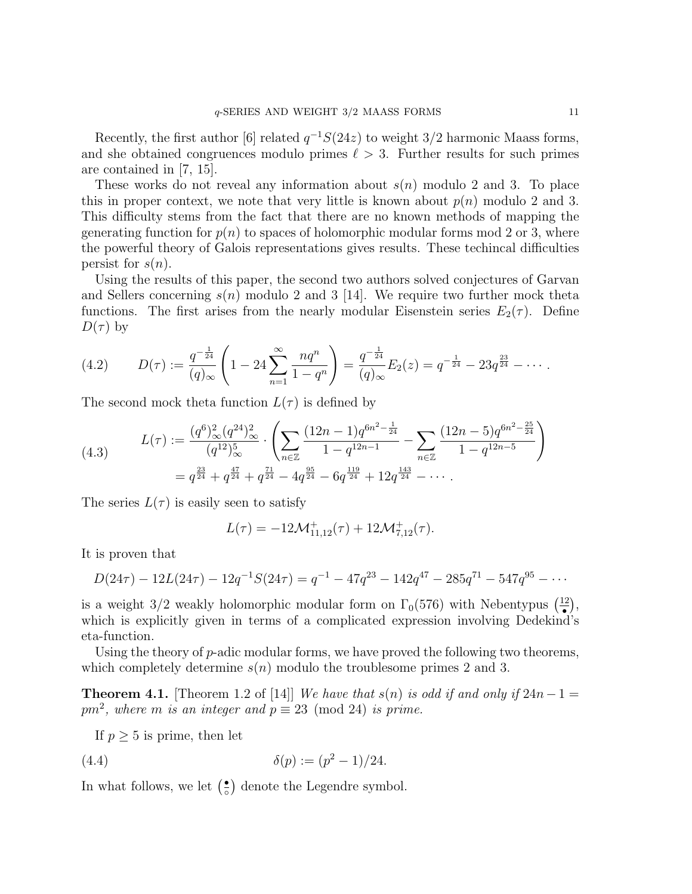Recently, the first author [6] related $q^{-1}S(24z)$ to weight 3/2 harmonic Maass forms, and she obtained congruences modulo primes $\ell > 3$. Further results for such primes are contained in [7, 15].

These works do not reveal any information about $s(n)$ modulo 2 and 3. To place this in proper context, we note that very little is known about $p(n)$ modulo 2 and 3. This difficulty stems from the fact that there are no known methods of mapping the generating function for $p(n)$ to spaces of holomorphic modular forms mod 2 or 3, where the powerful theory of Galois representations gives results. These techincal difficulties persist for $s(n)$.

Using the results of this paper, the second two authors solved conjectures of Garvan and Sellers concerning $s(n)$ modulo 2 and 3 [14]. We require two further mock theta functions. The first arises from the nearly modular Eisenstein series $E_2(\tau)$. Define $D(\tau)$ by

$$D(\tau) := \frac{q^{-\frac{1}{24}}}{(q)_\infty}\left(1 - 24\sum_{n=1}^{\infty}\frac{nq^n}{1-q^n}\right) = \frac{q^{-\frac{1}{24}}}{(q)_\infty}E_2(z) = q^{-\frac{1}{24}} - 23q^{\frac{23}{24}} - \cdots . \tag{4.2}$$

The second mock theta function $L(\tau)$ is defined by

$$\begin{aligned} L(\tau) &:= \frac{(q^6)_\infty^2(q^{24})_\infty^2}{(q^{12})_\infty^5}\cdot\left(\sum_{n\in\mathbb{Z}}\frac{(12n-1)q^{6n^2-\frac{1}{24}}}{1-q^{12n-1}} - \sum_{n\in\mathbb{Z}}\frac{(12n-5)q^{6n^2-\frac{25}{24}}}{1-q^{12n-5}}\right) \\ &= q^{\frac{23}{24}} + q^{\frac{47}{24}} + q^{\frac{71}{24}} - 4q^{\frac{95}{24}} - 6q^{\frac{119}{24}} + 12q^{\frac{143}{24}} - \cdots . \end{aligned} \tag{4.3}$$

The series $L(\tau)$ is easily seen to satisfy

$$L(\tau) = -12\mathcal{M}^+_{11,12}(\tau) + 12\mathcal{M}^+_{7,12}(\tau).$$

It is proven that

$$D(24\tau) - 12L(24\tau) - 12q^{-1}S(24\tau) = q^{-1} - 47q^{23} - 142q^{47} - 285q^{71} - 547q^{95} - \cdots$$

is a weight 3/2 weakly holomorphic modular form on $\Gamma_0(576)$ with Nebentypus $\left(\frac{12}{\bullet}\right)$, which is explicitly given in terms of a complicated expression involving Dedekind's eta-function.

Using the theory of $p$-adic modular forms, we have proved the following two theorems, which completely determine $s(n)$ modulo the troublesome primes 2 and 3.

**Theorem 4.1.** [Theorem 1.2 of [14]] *We have that $s(n)$ is odd if and only if $24n-1 = pm^2$, where $m$ is an integer and $p \equiv 23 \pmod{24}$ is prime.*

If $p \geq 5$ is prime, then let

$$\delta(p) := (p^2-1)/24. \tag{4.4}$$

In what follows, we let $\left(\frac{\bullet}{\circ}\right)$ denote the Legendre symbol.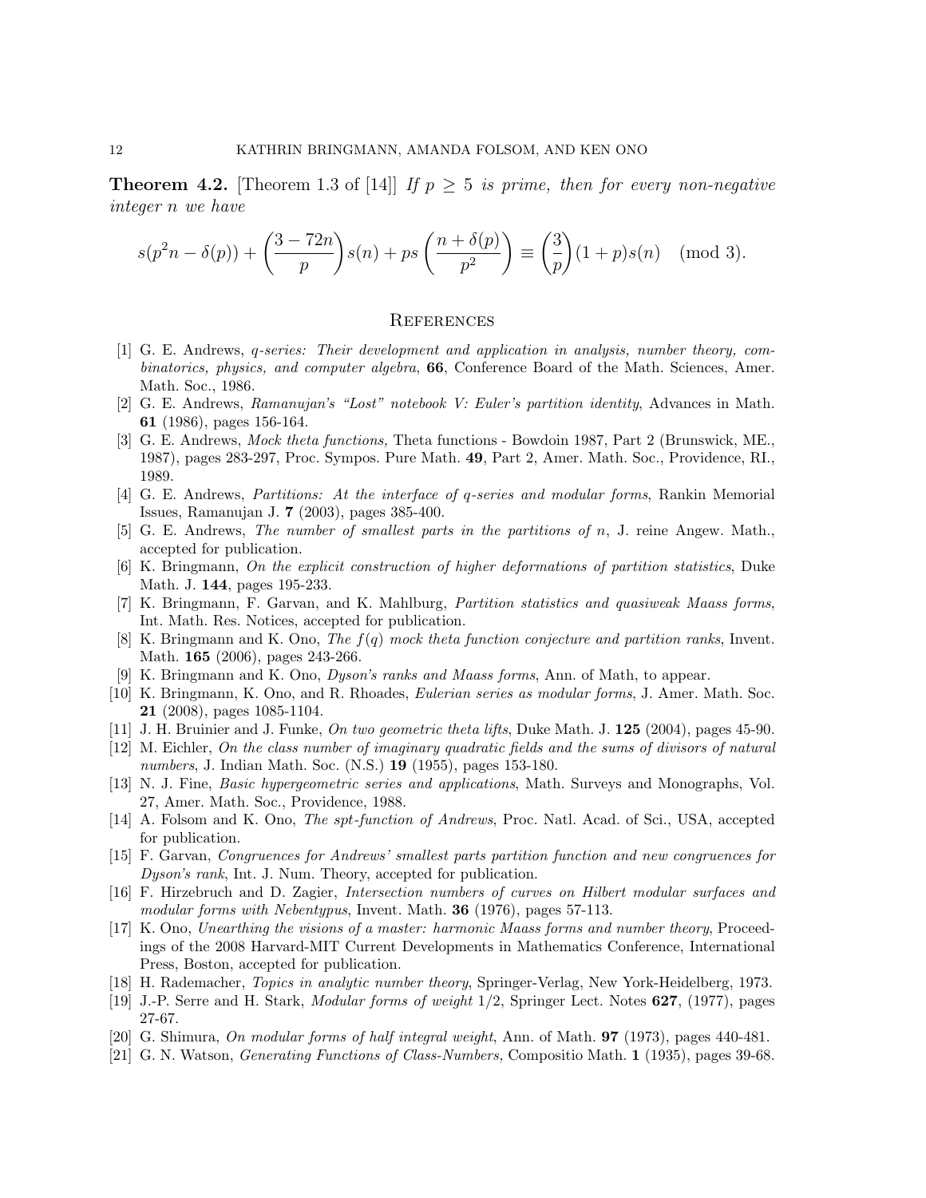**Theorem 4.2.** [Theorem 1.3 of [14]] *If $p \geq 5$ is prime, then for every non-negative integer $n$ we have*

$$s(p^2n - \delta(p)) + \left(\frac{3-72n}{p}\right)s(n) + ps\left(\frac{n+\delta(p)}{p^2}\right) \equiv \left(\frac{3}{p}\right)(1+p)s(n) \pmod{3}.$$

## References

[1] G. E. Andrews, *q-series: Their development and application in analysis, number theory, combinatorics, physics, and computer algebra*, **66**, Conference Board of the Math. Sciences, Amer. Math. Soc., 1986.

[2] G. E. Andrews, *Ramanujan's "Lost" notebook V: Euler's partition identity*, Advances in Math. **61** (1986), pages 156-164.

[3] G. E. Andrews, *Mock theta functions,* Theta functions - Bowdoin 1987, Part 2 (Brunswick, ME., 1987), pages 283-297, Proc. Sympos. Pure Math. **49**, Part 2, Amer. Math. Soc., Providence, RI., 1989.

[4] G. E. Andrews, *Partitions: At the interface of q-series and modular forms*, Rankin Memorial Issues, Ramanujan J. **7** (2003), pages 385-400.

[5] G. E. Andrews, *The number of smallest parts in the partitions of n*, J. reine Angew. Math., accepted for publication.

[6] K. Bringmann, *On the explicit construction of higher deformations of partition statistics*, Duke Math. J. **144**, pages 195-233.

[7] K. Bringmann, F. Garvan, and K. Mahlburg, *Partition statistics and quasiweak Maass forms*, Int. Math. Res. Notices, accepted for publication.

[8] K. Bringmann and K. Ono, *The f(q) mock theta function conjecture and partition ranks*, Invent. Math. **165** (2006), pages 243-266.

[9] K. Bringmann and K. Ono, *Dyson's ranks and Maass forms*, Ann. of Math, to appear.

[10] K. Bringmann, K. Ono, and R. Rhoades, *Eulerian series as modular forms*, J. Amer. Math. Soc. **21** (2008), pages 1085-1104.

[11] J. H. Bruinier and J. Funke, *On two geometric theta lifts*, Duke Math. J. **125** (2004), pages 45-90.

[12] M. Eichler, *On the class number of imaginary quadratic fields and the sums of divisors of natural numbers*, J. Indian Math. Soc. (N.S.) **19** (1955), pages 153-180.

[13] N. J. Fine, *Basic hypergeometric series and applications*, Math. Surveys and Monographs, Vol. 27, Amer. Math. Soc., Providence, 1988.

[14] A. Folsom and K. Ono, *The spt-function of Andrews*, Proc. Natl. Acad. of Sci., USA, accepted for publication.

[15] F. Garvan, *Congruences for Andrews' smallest parts partition function and new congruences for Dyson's rank*, Int. J. Num. Theory, accepted for publication.

[16] F. Hirzebruch and D. Zagier, *Intersection numbers of curves on Hilbert modular surfaces and modular forms with Nebentypus*, Invent. Math. **36** (1976), pages 57-113.

[17] K. Ono, *Unearthing the visions of a master: harmonic Maass forms and number theory*, Proceedings of the 2008 Harvard-MIT Current Developments in Mathematics Conference, International Press, Boston, accepted for publication.

[18] H. Rademacher, *Topics in analytic number theory*, Springer-Verlag, New York-Heidelberg, 1973.

[19] J.-P. Serre and H. Stark, *Modular forms of weight 1/2*, Springer Lect. Notes **627**, (1977), pages 27-67.

[20] G. Shimura, *On modular forms of half integral weight*, Ann. of Math. **97** (1973), pages 440-481.

[21] G. N. Watson, *Generating Functions of Class-Numbers,* Compositio Math. **1** (1935), pages 39-68.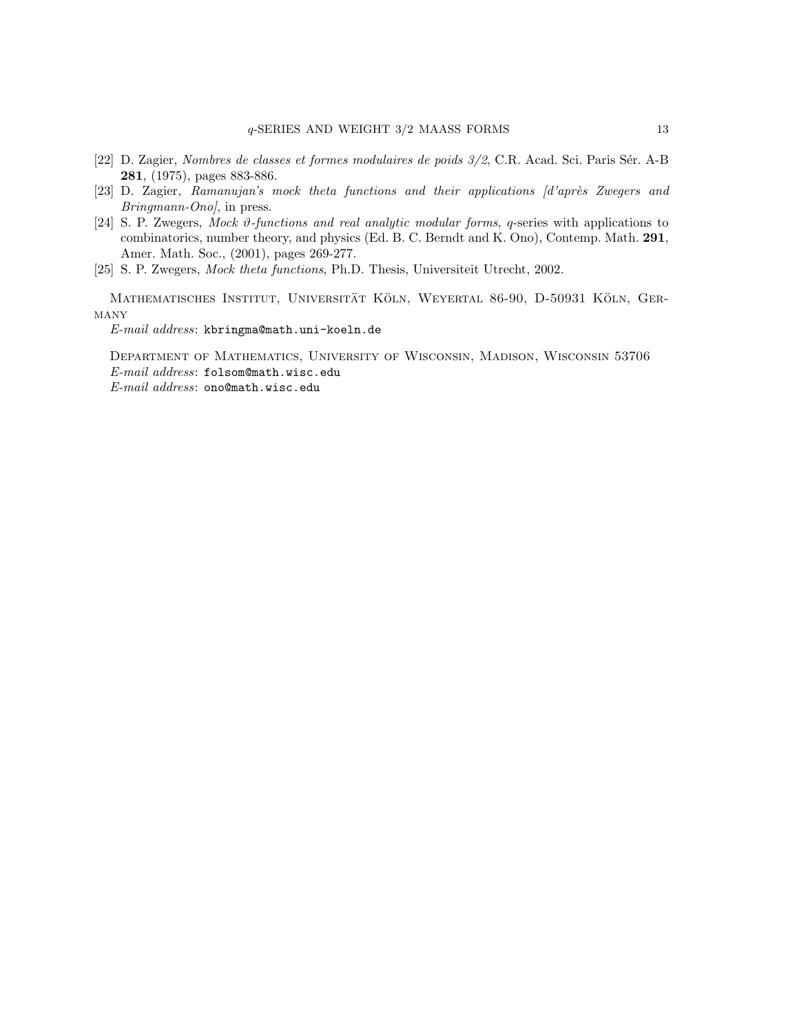[22] D. Zagier, *Nombres de classes et formes modulaires de poids 3/2*, C.R. Acad. Sci. Paris Sér. A-B **281**, (1975), pages 883-886.

[23] D. Zagier, *Ramanujan's mock theta functions and their applications [d'après Zwegers and Bringmann-Ono]*, in press.

[24] S. P. Zwegers, *Mock $\vartheta$-functions and real analytic modular forms*, $q$-series with applications to combinatorics, number theory, and physics (Ed. B. C. Berndt and K. Ono), Contemp. Math. **291**, Amer. Math. Soc., (2001), pages 269-277.

[25] S. P. Zwegers, *Mock theta functions*, Ph.D. Thesis, Universiteit Utrecht, 2002.

Mathematisches Institut, Universität Köln, Weyertal 86-90, D-50931 Köln, Germany

*E-mail address*: kbringma@math.uni-koeln.de

Department of Mathematics, University of Wisconsin, Madison, Wisconsin 53706

*E-mail address*: folsom@math.wisc.edu

*E-mail address*: ono@math.wisc.edu